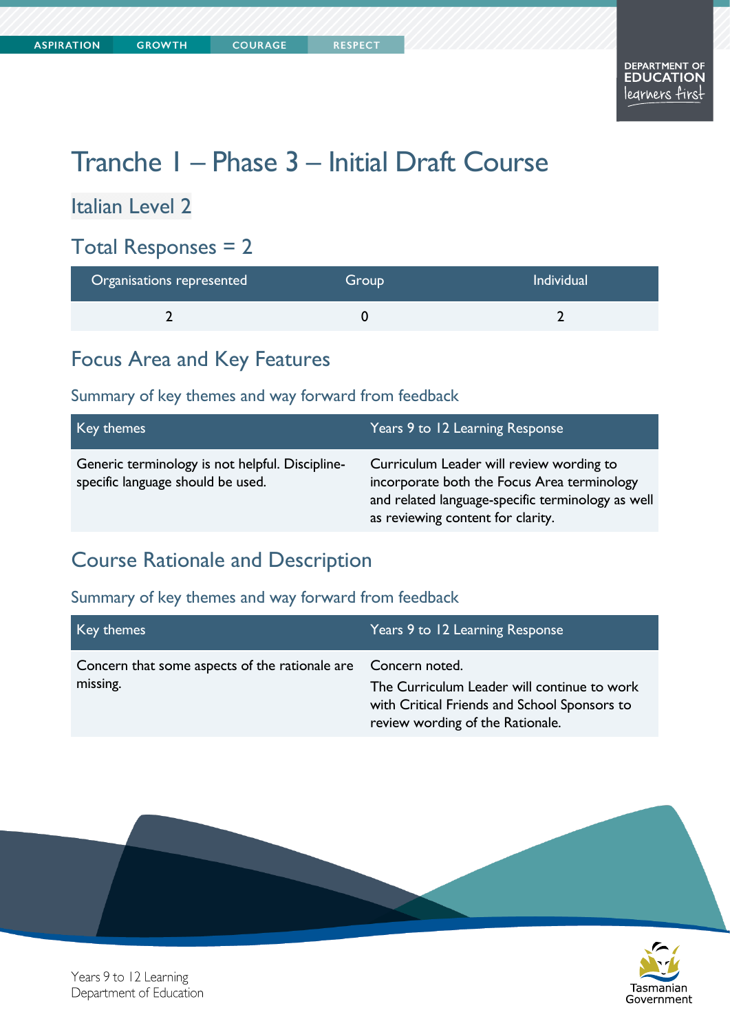# Tranche 1 – Phase 3 – Initial Draft Course

## Italian Level 2

## Total Responses = 2

| Organisations represented | Group | Individual |
|---|---|---|
| 2 | 0 | 2 |

## Focus Area and Key Features

### Summary of key themes and way forward from feedback

| Key themes | Years 9 to 12 Learning Response |
|---|---|
| Generic terminology is not helpful. Discipline-specific language should be used. | Curriculum Leader will review wording to incorporate both the Focus Area terminology and related language-specific terminology as well as reviewing content for clarity. |

## Course Rationale and Description

### Summary of key themes and way forward from feedback

| Key themes | Years 9 to 12 Learning Response |
|---|---|
| Concern that some aspects of the rationale are missing. | Concern noted. The Curriculum Leader will continue to work with Critical Friends and School Sponsors to review wording of the Rationale. |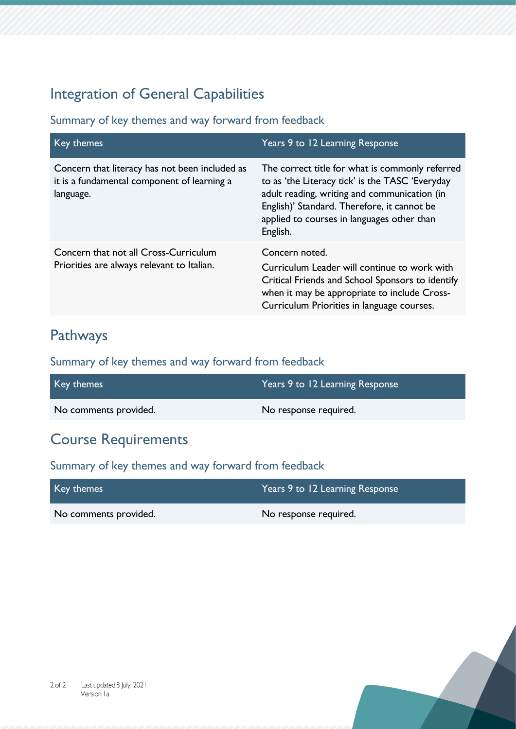## Integration of General Capabilities

### Summary of key themes and way forward from feedback

| Key themes | Years 9 to 12 Learning Response |
| --- | --- |
| Concern that literacy has not been included as it is a fundamental component of learning a language. | The correct title for what is commonly referred to as 'the Literacy tick' is the TASC 'Everyday adult reading, writing and communication (in English)' Standard. Therefore, it cannot be applied to courses in languages other than English. |
| Concern that not all Cross-Curriculum Priorities are always relevant to Italian. | Concern noted. Curriculum Leader will continue to work with Critical Friends and School Sponsors to identify when it may be appropriate to include Cross-Curriculum Priorities in language courses. |

## Pathways

### Summary of key themes and way forward from feedback

| Key themes | Years 9 to 12 Learning Response |
| --- | --- |
| No comments provided. | No response required. |

## Course Requirements

### Summary of key themes and way forward from feedback

| Key themes | Years 9 to 12 Learning Response |
| --- | --- |
| No comments provided. | No response required. |

Last updated 8 July, 2021
Version 1a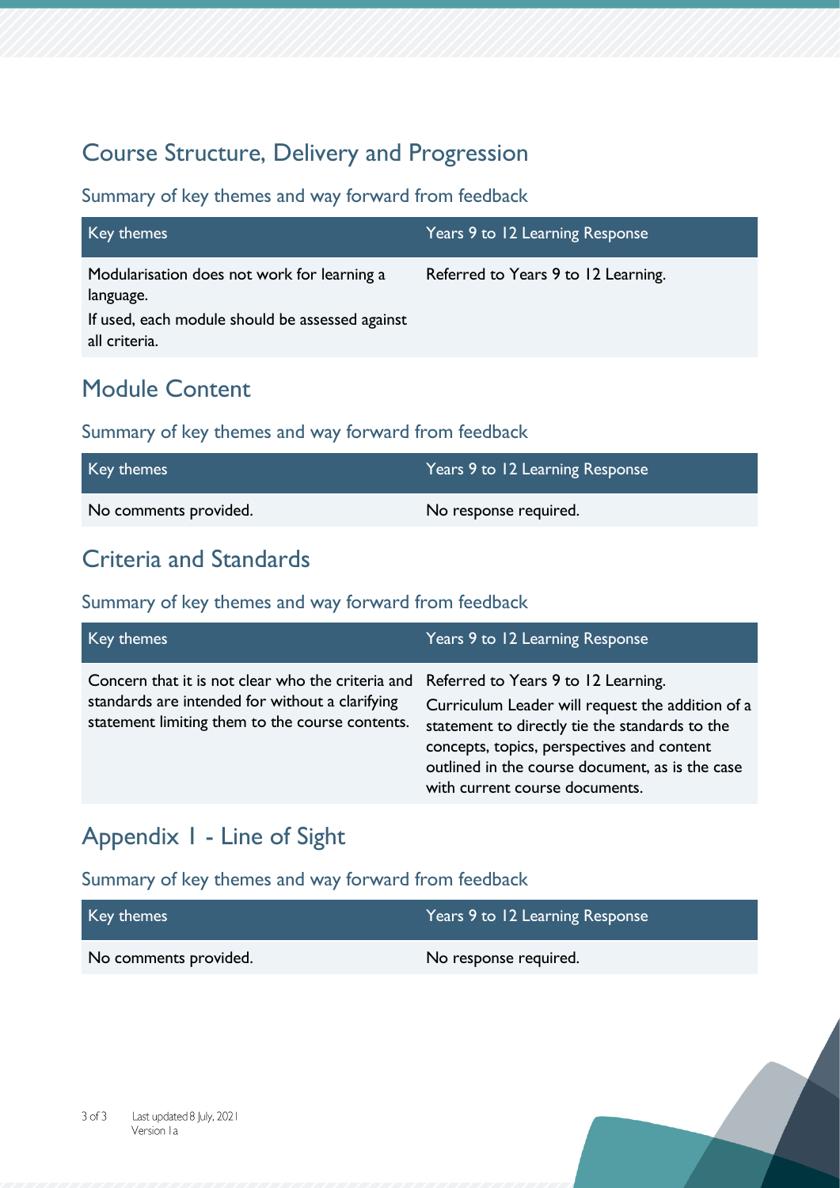## Course Structure, Delivery and Progression

### Summary of key themes and way forward from feedback

| Key themes | Years 9 to 12 Learning Response |
|---|---|
| Modularisation does not work for learning a language.<br>If used, each module should be assessed against all criteria. | Referred to Years 9 to 12 Learning. |

## Module Content

### Summary of key themes and way forward from feedback

| Key themes | Years 9 to 12 Learning Response |
|---|---|
| No comments provided. | No response required. |

## Criteria and Standards

### Summary of key themes and way forward from feedback

| Key themes | Years 9 to 12 Learning Response |
|---|---|
| Concern that it is not clear who the criteria and standards are intended for without a clarifying statement limiting them to the course contents. | Referred to Years 9 to 12 Learning.<br>Curriculum Leader will request the addition of a statement to directly tie the standards to the concepts, topics, perspectives and content outlined in the course document, as is the case with current course documents. |

## Appendix 1 - Line of Sight

### Summary of key themes and way forward from feedback

| Key themes | Years 9 to 12 Learning Response |
|---|---|
| No comments provided. | No response required. |

Last updated 8 July, 2021
Version 1a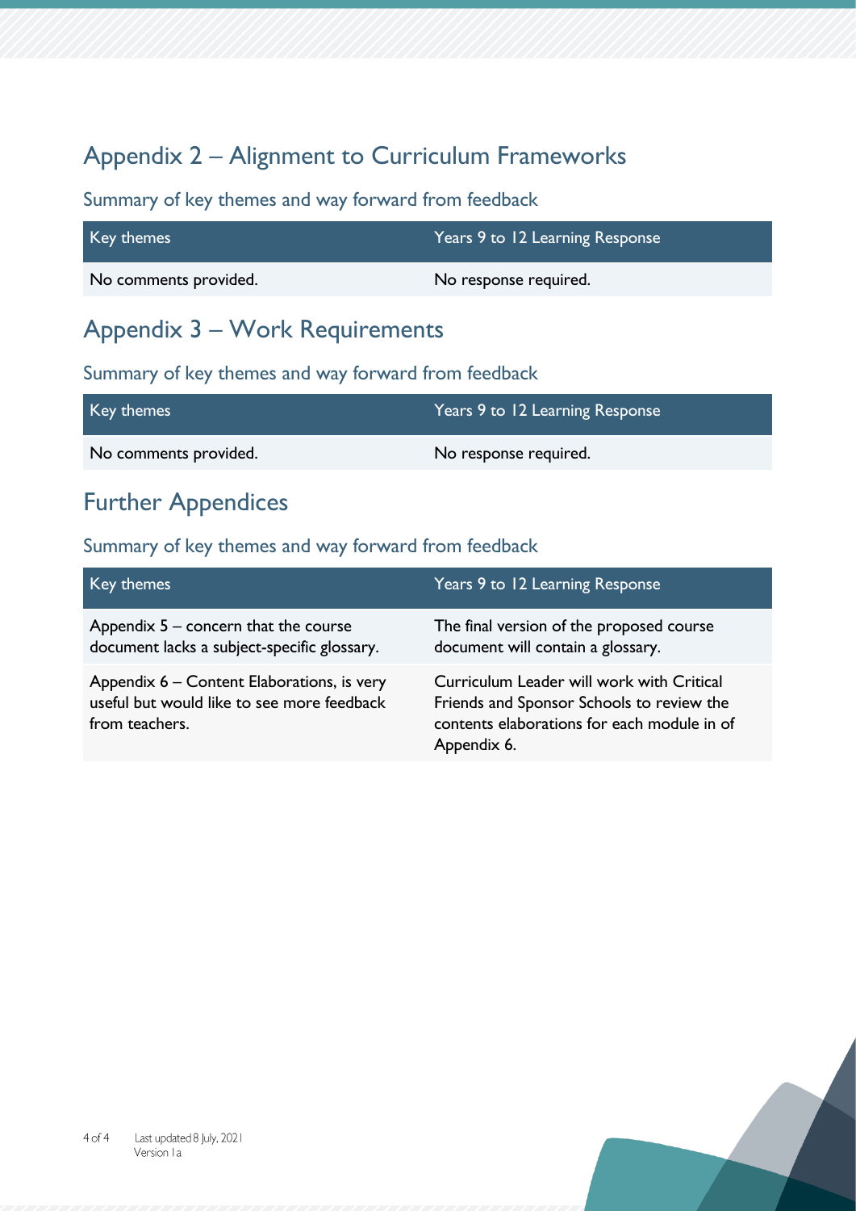## Appendix 2 – Alignment to Curriculum Frameworks

### Summary of key themes and way forward from feedback

| Key themes | Years 9 to 12 Learning Response |
| --- | --- |
| No comments provided. | No response required. |

## Appendix 3 – Work Requirements

### Summary of key themes and way forward from feedback

| Key themes | Years 9 to 12 Learning Response |
| --- | --- |
| No comments provided. | No response required. |

## Further Appendices

### Summary of key themes and way forward from feedback

| Key themes | Years 9 to 12 Learning Response |
| --- | --- |
| Appendix 5 – concern that the course document lacks a subject-specific glossary. | The final version of the proposed course document will contain a glossary. |
| Appendix 6 – Content Elaborations, is very useful but would like to see more feedback from teachers. | Curriculum Leader will work with Critical Friends and Sponsor Schools to review the contents elaborations for each module in of Appendix 6. |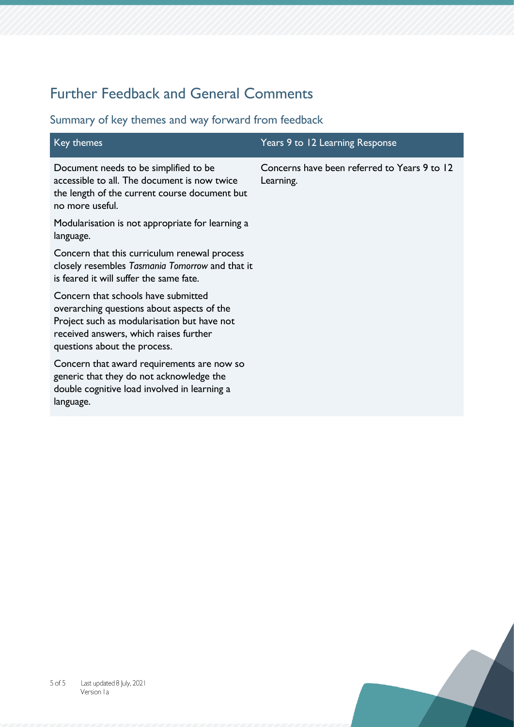# Further Feedback and General Comments

## Summary of key themes and way forward from feedback

| Key themes | Years 9 to 12 Learning Response |
| --- | --- |
| Document needs to be simplified to be accessible to all. The document is now twice the length of the current course document but no more useful.<br><br>Modularisation is not appropriate for learning a language.<br><br>Concern that this curriculum renewal process closely resembles *Tasmania Tomorrow* and that it is feared it will suffer the same fate.<br><br>Concern that schools have submitted overarching questions about aspects of the Project such as modularisation but have not received answers, which raises further questions about the process.<br><br>Concern that award requirements are now so generic that they do not acknowledge the double cognitive load involved in learning a language. | Concerns have been referred to Years 9 to 12 Learning. |

Last updated 8 July, 2021
Version 1a